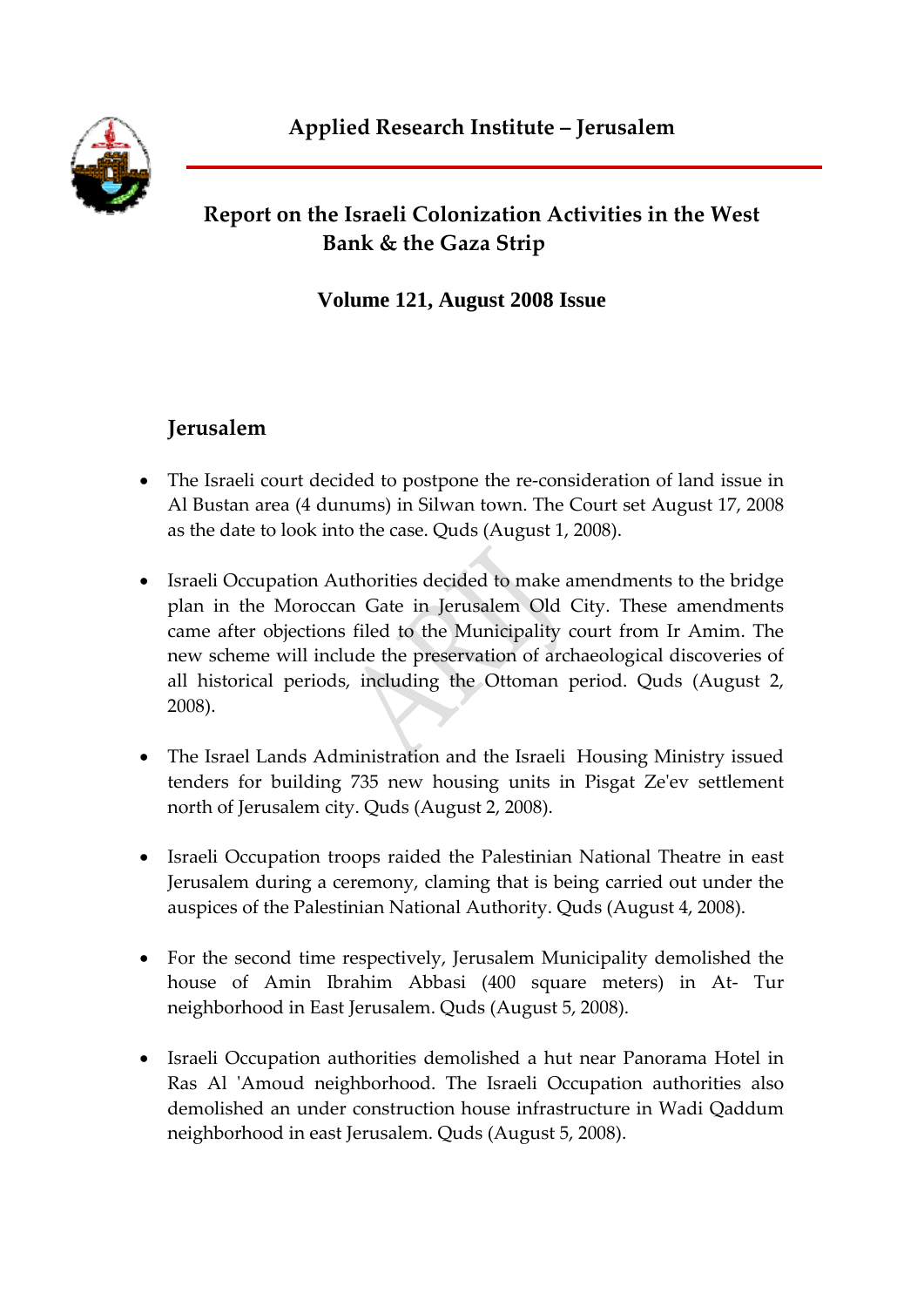# Applied Research Institute – Jerusalem

## Report on the Israeli Colonization Activities in the West Bank & the Gaza Strip

### Volume 121, August 2008 Issue

## Jerusalem

- The Israeli court decided to postpone the re-consideration of land issue in Al Bustan area (4 dunums) in Silwan town. The Court set August 17, 2008 as the date to look into the case. Quds (August 1, 2008).

- Israeli Occupation Authorities decided to make amendments to the bridge plan in the Moroccan Gate in Jerusalem Old City. These amendments came after objections filed to the Municipality court from Ir Amim. The new scheme will include the preservation of archaeological discoveries of all historical periods, including the Ottoman period. Quds (August 2, 2008).

- The Israel Lands Administration and the Israeli Housing Ministry issued tenders for building 735 new housing units in Pisgat Ze'ev settlement north of Jerusalem city. Quds (August 2, 2008).

- Israeli Occupation troops raided the Palestinian National Theatre in east Jerusalem during a ceremony, claming that is being carried out under the auspices of the Palestinian National Authority. Quds (August 4, 2008).

- For the second time respectively, Jerusalem Municipality demolished the house of Amin Ibrahim Abbasi (400 square meters) in At- Tur neighborhood in East Jerusalem. Quds (August 5, 2008).

- Israeli Occupation authorities demolished a hut near Panorama Hotel in Ras Al 'Amoud neighborhood. The Israeli Occupation authorities also demolished an under construction house infrastructure in Wadi Qaddum neighborhood in east Jerusalem. Quds (August 5, 2008).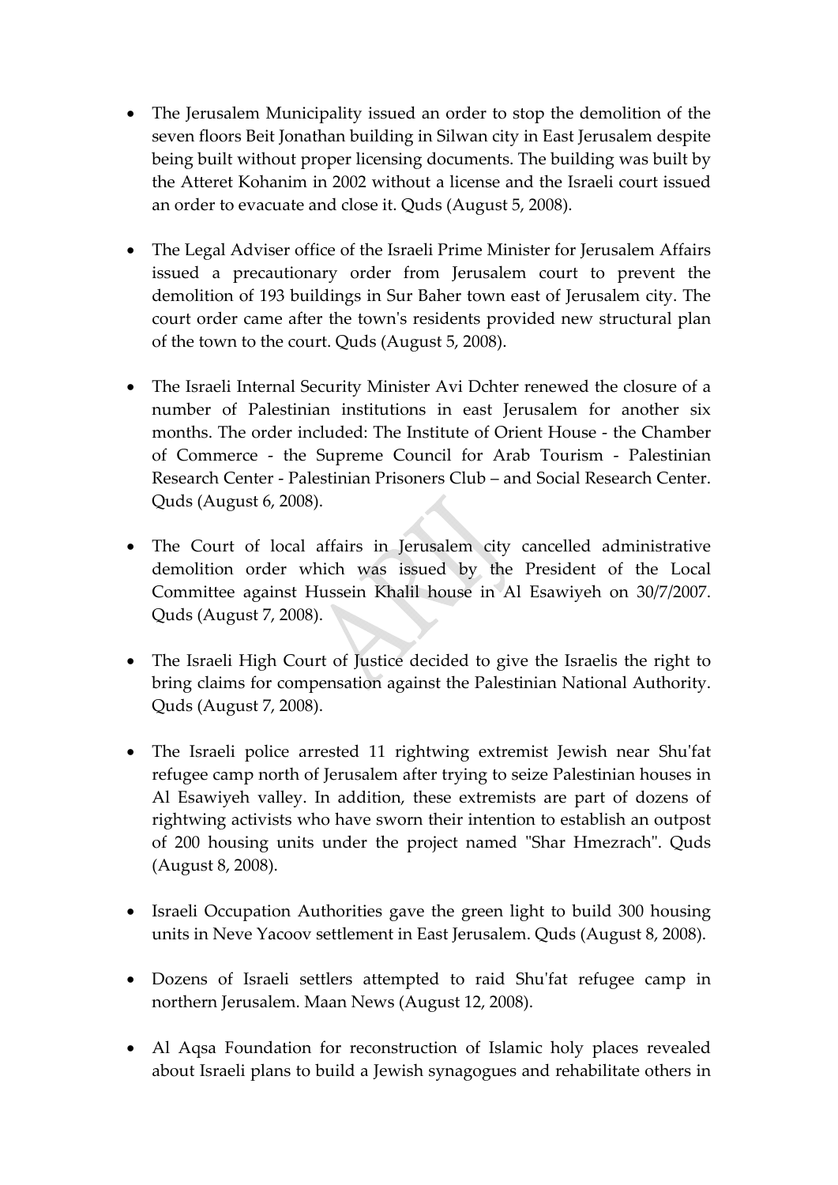- The Jerusalem Municipality issued an order to stop the demolition of the seven floors Beit Jonathan building in Silwan city in East Jerusalem despite being built without proper licensing documents. The building was built by the Atteret Kohanim in 2002 without a license and the Israeli court issued an order to evacuate and close it. Quds (August 5, 2008).

- The Legal Adviser office of the Israeli Prime Minister for Jerusalem Affairs issued a precautionary order from Jerusalem court to prevent the demolition of 193 buildings in Sur Baher town east of Jerusalem city. The court order came after the town's residents provided new structural plan of the town to the court. Quds (August 5, 2008).

- The Israeli Internal Security Minister Avi Dchter renewed the closure of a number of Palestinian institutions in east Jerusalem for another six months. The order included: The Institute of Orient House - the Chamber of Commerce - the Supreme Council for Arab Tourism - Palestinian Research Center - Palestinian Prisoners Club – and Social Research Center. Quds (August 6, 2008).

- The Court of local affairs in Jerusalem city cancelled administrative demolition order which was issued by the President of the Local Committee against Hussein Khalil house in Al Esawiyeh on 30/7/2007. Quds (August 7, 2008).

- The Israeli High Court of Justice decided to give the Israelis the right to bring claims for compensation against the Palestinian National Authority. Quds (August 7, 2008).

- The Israeli police arrested 11 rightwing extremist Jewish near Shu'fat refugee camp north of Jerusalem after trying to seize Palestinian houses in Al Esawiyeh valley. In addition, these extremists are part of dozens of rightwing activists who have sworn their intention to establish an outpost of 200 housing units under the project named "Shar Hmezrach". Quds (August 8, 2008).

- Israeli Occupation Authorities gave the green light to build 300 housing units in Neve Yacoov settlement in East Jerusalem. Quds (August 8, 2008).

- Dozens of Israeli settlers attempted to raid Shu'fat refugee camp in northern Jerusalem. Maan News (August 12, 2008).

- Al Aqsa Foundation for reconstruction of Islamic holy places revealed about Israeli plans to build a Jewish synagogues and rehabilitate others in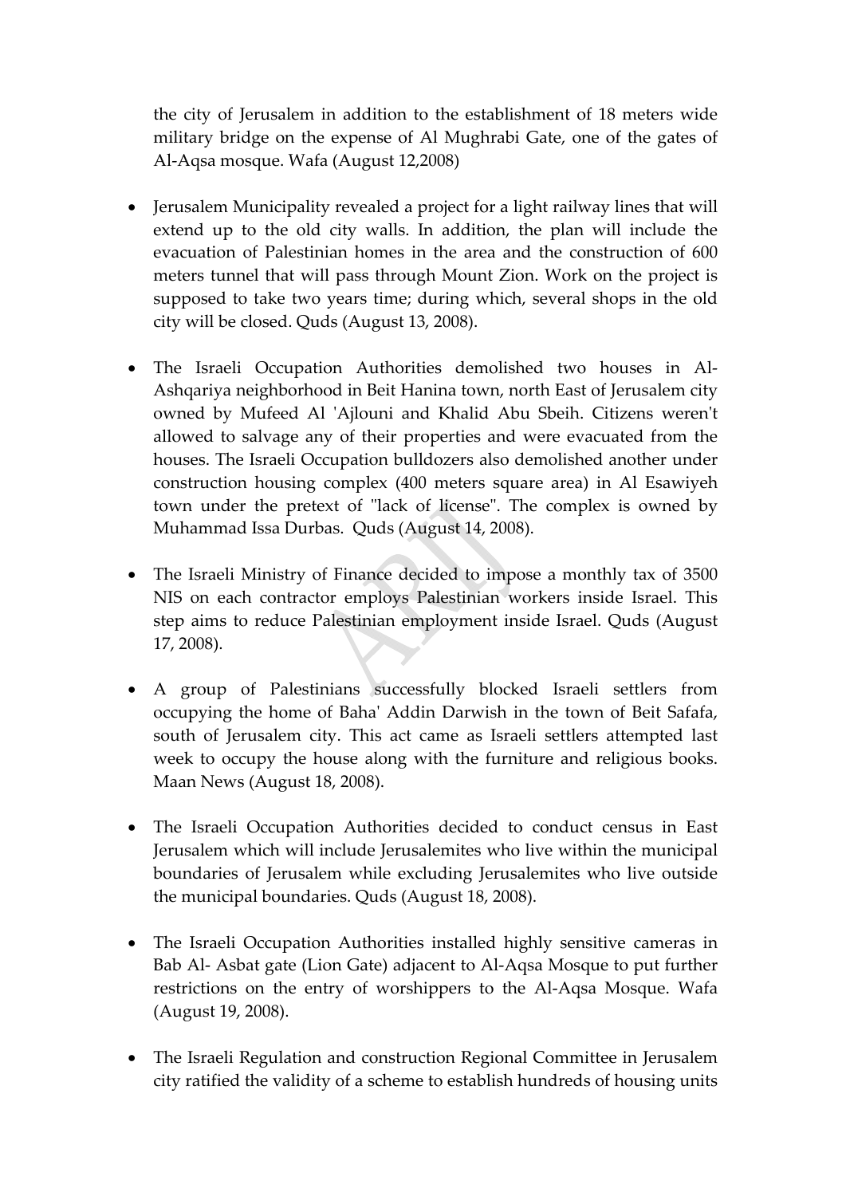the city of Jerusalem in addition to the establishment of 18 meters wide military bridge on the expense of Al Mughrabi Gate, one of the gates of Al-Aqsa mosque. Wafa (August 12,2008)

- Jerusalem Municipality revealed a project for a light railway lines that will extend up to the old city walls. In addition, the plan will include the evacuation of Palestinian homes in the area and the construction of 600 meters tunnel that will pass through Mount Zion. Work on the project is supposed to take two years time; during which, several shops in the old city will be closed. Quds (August 13, 2008).

- The Israeli Occupation Authorities demolished two houses in Al-Ashqariya neighborhood in Beit Hanina town, north East of Jerusalem city owned by Mufeed Al 'Ajlouni and Khalid Abu Sbeih. Citizens weren't allowed to salvage any of their properties and were evacuated from the houses. The Israeli Occupation bulldozers also demolished another under construction housing complex (400 meters square area) in Al Esawiyeh town under the pretext of "lack of license". The complex is owned by Muhammad Issa Durbas. Quds (August 14, 2008).

- The Israeli Ministry of Finance decided to impose a monthly tax of 3500 NIS on each contractor employs Palestinian workers inside Israel. This step aims to reduce Palestinian employment inside Israel. Quds (August 17, 2008).

- A group of Palestinians successfully blocked Israeli settlers from occupying the home of Baha' Addin Darwish in the town of Beit Safafa, south of Jerusalem city. This act came as Israeli settlers attempted last week to occupy the house along with the furniture and religious books. Maan News (August 18, 2008).

- The Israeli Occupation Authorities decided to conduct census in East Jerusalem which will include Jerusalemites who live within the municipal boundaries of Jerusalem while excluding Jerusalemites who live outside the municipal boundaries. Quds (August 18, 2008).

- The Israeli Occupation Authorities installed highly sensitive cameras in Bab Al- Asbat gate (Lion Gate) adjacent to Al-Aqsa Mosque to put further restrictions on the entry of worshippers to the Al-Aqsa Mosque. Wafa (August 19, 2008).

- The Israeli Regulation and construction Regional Committee in Jerusalem city ratified the validity of a scheme to establish hundreds of housing units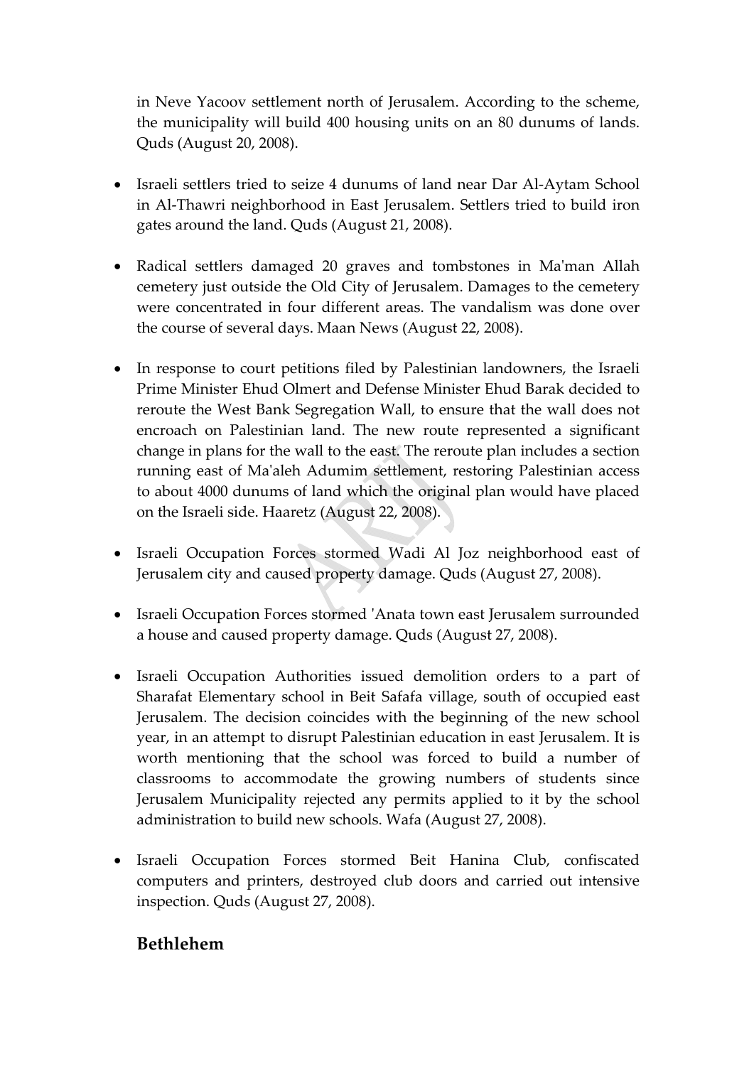in Neve Yacoov settlement north of Jerusalem. According to the scheme, the municipality will build 400 housing units on an 80 dunums of lands. Quds (August 20, 2008).

- Israeli settlers tried to seize 4 dunums of land near Dar Al-Aytam School in Al-Thawri neighborhood in East Jerusalem. Settlers tried to build iron gates around the land. Quds (August 21, 2008).

- Radical settlers damaged 20 graves and tombstones in Ma'man Allah cemetery just outside the Old City of Jerusalem. Damages to the cemetery were concentrated in four different areas. The vandalism was done over the course of several days. Maan News (August 22, 2008).

- In response to court petitions filed by Palestinian landowners, the Israeli Prime Minister Ehud Olmert and Defense Minister Ehud Barak decided to reroute the West Bank Segregation Wall, to ensure that the wall does not encroach on Palestinian land. The new route represented a significant change in plans for the wall to the east. The reroute plan includes a section running east of Ma'aleh Adumim settlement, restoring Palestinian access to about 4000 dunums of land which the original plan would have placed on the Israeli side. Haaretz (August 22, 2008).

- Israeli Occupation Forces stormed Wadi Al Joz neighborhood east of Jerusalem city and caused property damage. Quds (August 27, 2008).

- Israeli Occupation Forces stormed 'Anata town east Jerusalem surrounded a house and caused property damage. Quds (August 27, 2008).

- Israeli Occupation Authorities issued demolition orders to a part of Sharafat Elementary school in Beit Safafa village, south of occupied east Jerusalem. The decision coincides with the beginning of the new school year, in an attempt to disrupt Palestinian education in east Jerusalem. It is worth mentioning that the school was forced to build a number of classrooms to accommodate the growing numbers of students since Jerusalem Municipality rejected any permits applied to it by the school administration to build new schools. Wafa (August 27, 2008).

- Israeli Occupation Forces stormed Beit Hanina Club, confiscated computers and printers, destroyed club doors and carried out intensive inspection. Quds (August 27, 2008).

## Bethlehem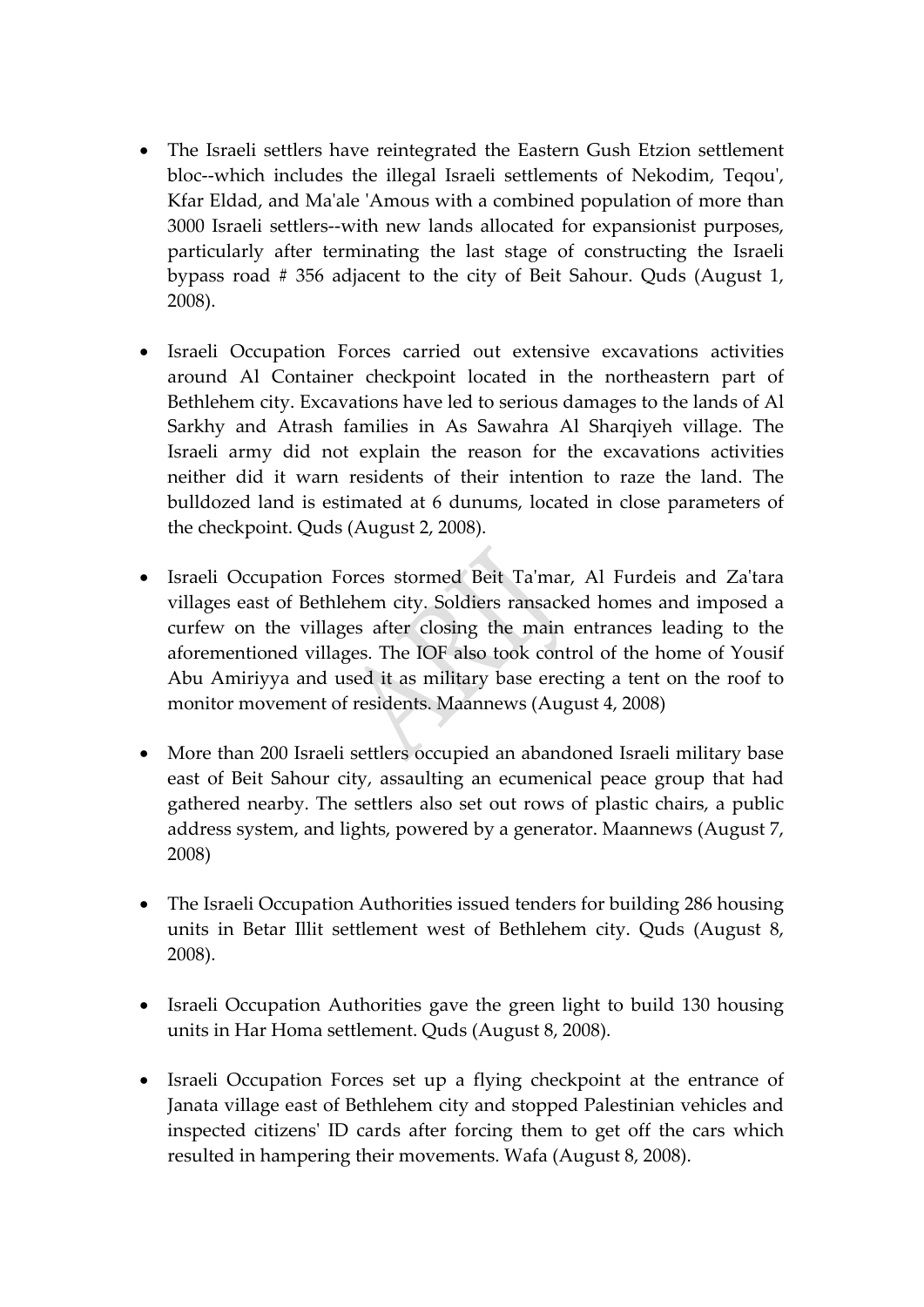- The Israeli settlers have reintegrated the Eastern Gush Etzion settlement bloc--which includes the illegal Israeli settlements of Nekodim, Teqou', Kfar Eldad, and Ma'ale 'Amous with a combined population of more than 3000 Israeli settlers--with new lands allocated for expansionist purposes, particularly after terminating the last stage of constructing the Israeli bypass road # 356 adjacent to the city of Beit Sahour. Quds (August 1, 2008).

- Israeli Occupation Forces carried out extensive excavations activities around Al Container checkpoint located in the northeastern part of Bethlehem city. Excavations have led to serious damages to the lands of Al Sarkhy and Atrash families in As Sawahra Al Sharqiyeh village. The Israeli army did not explain the reason for the excavations activities neither did it warn residents of their intention to raze the land. The bulldozed land is estimated at 6 dunums, located in close parameters of the checkpoint. Quds (August 2, 2008).

- Israeli Occupation Forces stormed Beit Ta'mar, Al Furdeis and Za'tara villages east of Bethlehem city. Soldiers ransacked homes and imposed a curfew on the villages after closing the main entrances leading to the aforementioned villages. The IOF also took control of the home of Yousif Abu Amiriyya and used it as military base erecting a tent on the roof to monitor movement of residents. Maannews (August 4, 2008)

- More than 200 Israeli settlers occupied an abandoned Israeli military base east of Beit Sahour city, assaulting an ecumenical peace group that had gathered nearby. The settlers also set out rows of plastic chairs, a public address system, and lights, powered by a generator. Maannews (August 7, 2008)

- The Israeli Occupation Authorities issued tenders for building 286 housing units in Betar Illit settlement west of Bethlehem city. Quds (August 8, 2008).

- Israeli Occupation Authorities gave the green light to build 130 housing units in Har Homa settlement. Quds (August 8, 2008).

- Israeli Occupation Forces set up a flying checkpoint at the entrance of Janata village east of Bethlehem city and stopped Palestinian vehicles and inspected citizens' ID cards after forcing them to get off the cars which resulted in hampering their movements. Wafa (August 8, 2008).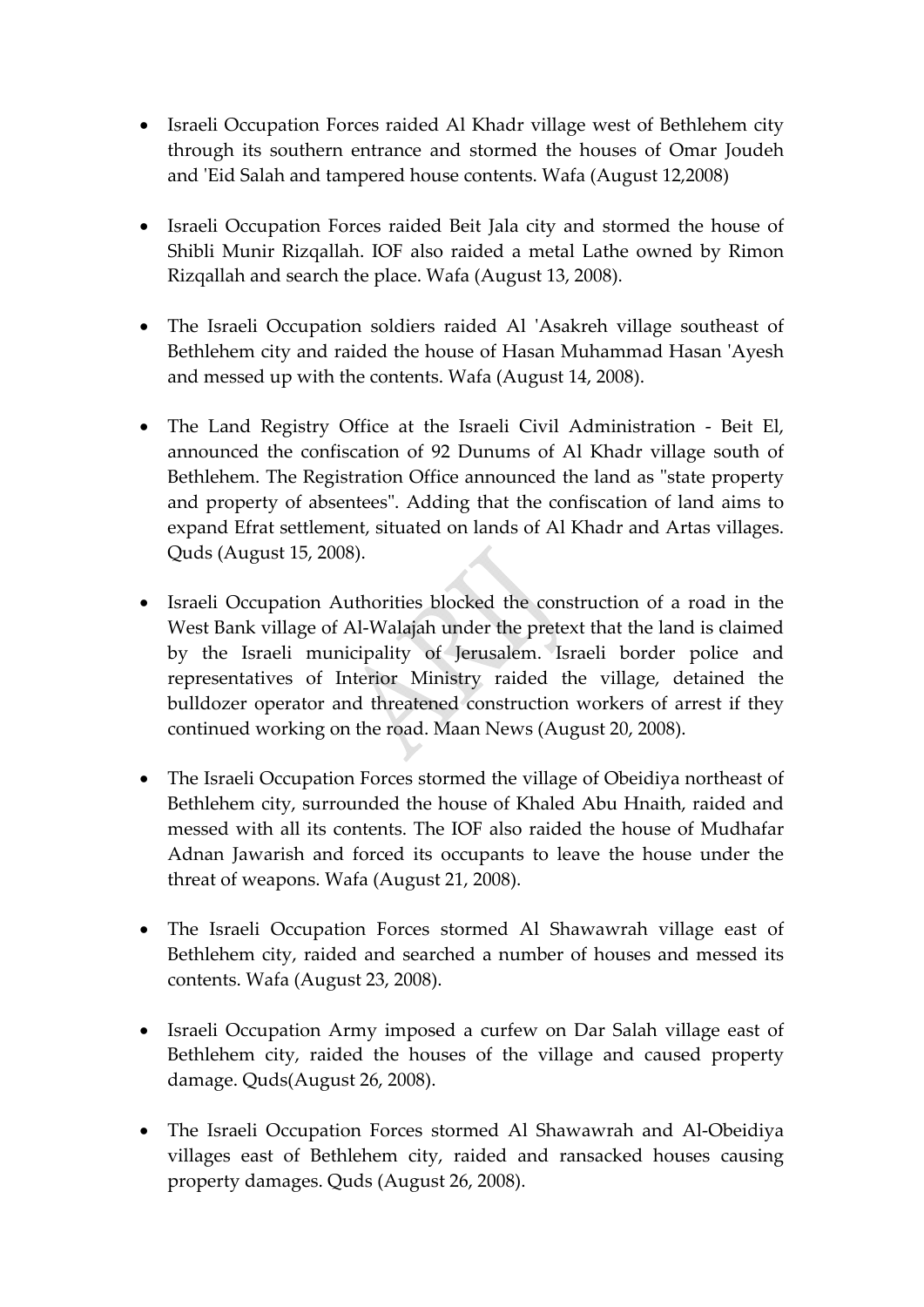- Israeli Occupation Forces raided Al Khadr village west of Bethlehem city through its southern entrance and stormed the houses of Omar Joudeh and 'Eid Salah and tampered house contents. Wafa (August 12,2008)

- Israeli Occupation Forces raided Beit Jala city and stormed the house of Shibli Munir Rizqallah. IOF also raided a metal Lathe owned by Rimon Rizqallah and search the place. Wafa (August 13, 2008).

- The Israeli Occupation soldiers raided Al 'Asakreh village southeast of Bethlehem city and raided the house of Hasan Muhammad Hasan 'Ayesh and messed up with the contents. Wafa (August 14, 2008).

- The Land Registry Office at the Israeli Civil Administration - Beit El, announced the confiscation of 92 Dunums of Al Khadr village south of Bethlehem. The Registration Office announced the land as "state property and property of absentees". Adding that the confiscation of land aims to expand Efrat settlement, situated on lands of Al Khadr and Artas villages. Quds (August 15, 2008).

- Israeli Occupation Authorities blocked the construction of a road in the West Bank village of Al-Walajah under the pretext that the land is claimed by the Israeli municipality of Jerusalem. Israeli border police and representatives of Interior Ministry raided the village, detained the bulldozer operator and threatened construction workers of arrest if they continued working on the road. Maan News (August 20, 2008).

- The Israeli Occupation Forces stormed the village of Obeidiya northeast of Bethlehem city, surrounded the house of Khaled Abu Hnaith, raided and messed with all its contents. The IOF also raided the house of Mudhafar Adnan Jawarish and forced its occupants to leave the house under the threat of weapons. Wafa (August 21, 2008).

- The Israeli Occupation Forces stormed Al Shawawrah village east of Bethlehem city, raided and searched a number of houses and messed its contents. Wafa (August 23, 2008).

- Israeli Occupation Army imposed a curfew on Dar Salah village east of Bethlehem city, raided the houses of the village and caused property damage. Quds(August 26, 2008).

- The Israeli Occupation Forces stormed Al Shawawrah and Al-Obeidiya villages east of Bethlehem city, raided and ransacked houses causing property damages. Quds (August 26, 2008).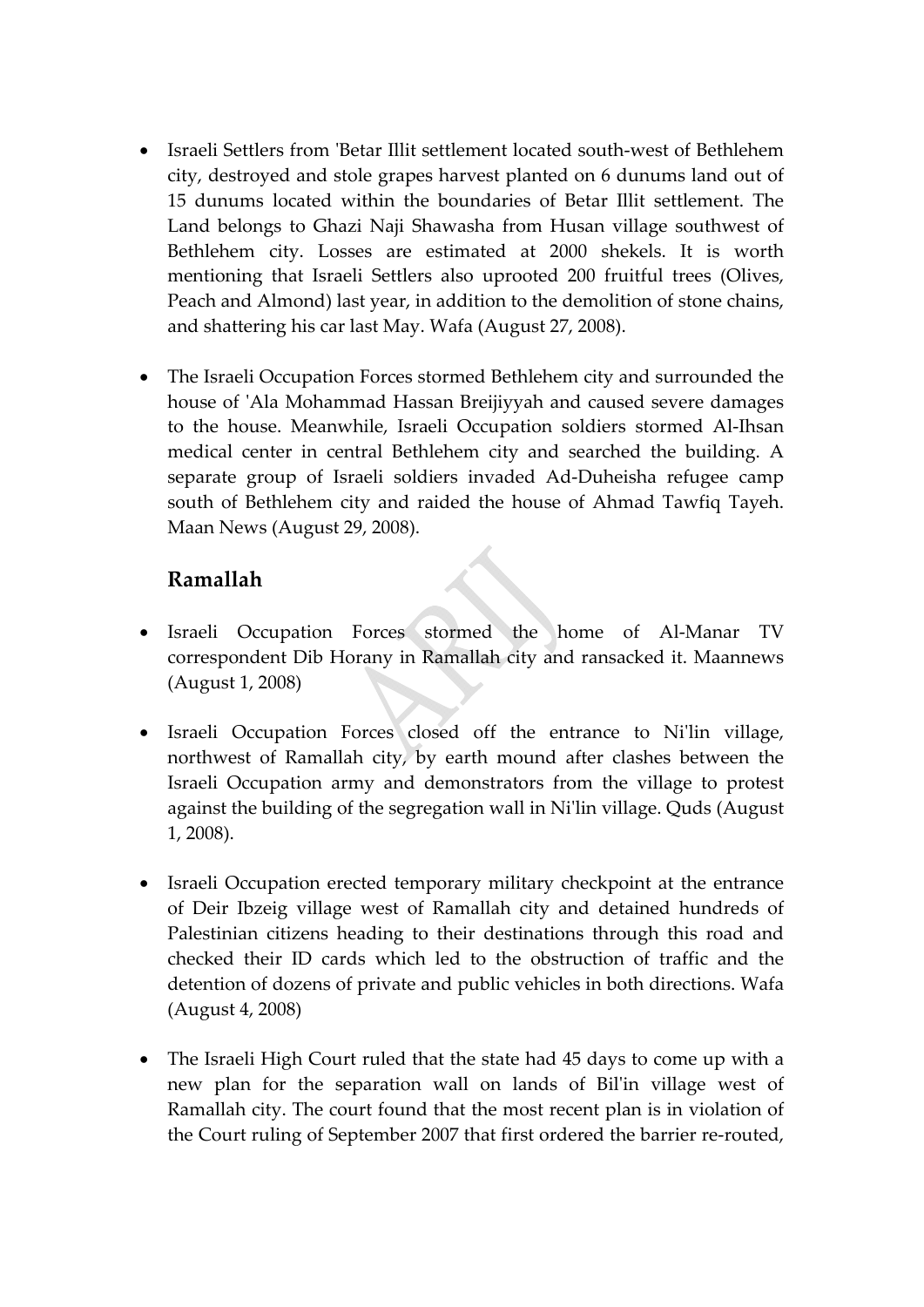- Israeli Settlers from 'Betar Illit settlement located south-west of Bethlehem city, destroyed and stole grapes harvest planted on 6 dunums land out of 15 dunums located within the boundaries of Betar Illit settlement. The Land belongs to Ghazi Naji Shawasha from Husan village southwest of Bethlehem city. Losses are estimated at 2000 shekels. It is worth mentioning that Israeli Settlers also uprooted 200 fruitful trees (Olives, Peach and Almond) last year, in addition to the demolition of stone chains, and shattering his car last May. Wafa (August 27, 2008).

- The Israeli Occupation Forces stormed Bethlehem city and surrounded the house of 'Ala Mohammad Hassan Breijiyyah and caused severe damages to the house. Meanwhile, Israeli Occupation soldiers stormed Al-Ihsan medical center in central Bethlehem city and searched the building. A separate group of Israeli soldiers invaded Ad-Duheisha refugee camp south of Bethlehem city and raided the house of Ahmad Tawfiq Tayeh. Maan News (August 29, 2008).

### Ramallah

- Israeli Occupation Forces stormed the home of Al-Manar TV correspondent Dib Horany in Ramallah city and ransacked it. Maannews (August 1, 2008)

- Israeli Occupation Forces closed off the entrance to Ni'lin village, northwest of Ramallah city, by earth mound after clashes between the Israeli Occupation army and demonstrators from the village to protest against the building of the segregation wall in Ni'lin village. Quds (August 1, 2008).

- Israeli Occupation erected temporary military checkpoint at the entrance of Deir Ibzeig village west of Ramallah city and detained hundreds of Palestinian citizens heading to their destinations through this road and checked their ID cards which led to the obstruction of traffic and the detention of dozens of private and public vehicles in both directions. Wafa (August 4, 2008)

- The Israeli High Court ruled that the state had 45 days to come up with a new plan for the separation wall on lands of Bil'in village west of Ramallah city. The court found that the most recent plan is in violation of the Court ruling of September 2007 that first ordered the barrier re-routed,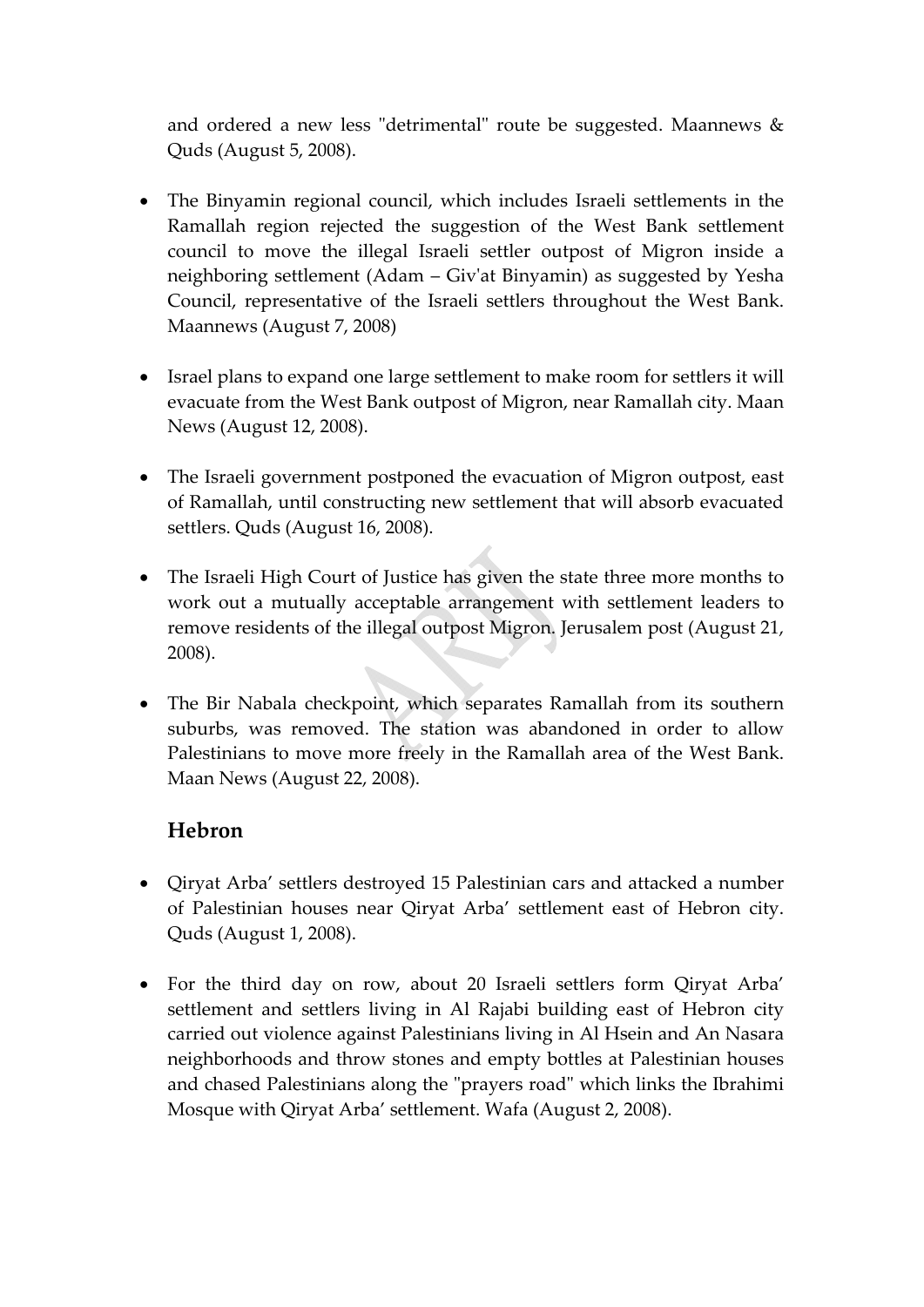and ordered a new less "detrimental" route be suggested. Maannews & Quds (August 5, 2008).

- The Binyamin regional council, which includes Israeli settlements in the Ramallah region rejected the suggestion of the West Bank settlement council to move the illegal Israeli settler outpost of Migron inside a neighboring settlement (Adam – Giv'at Binyamin) as suggested by Yesha Council, representative of the Israeli settlers throughout the West Bank. Maannews (August 7, 2008)

- Israel plans to expand one large settlement to make room for settlers it will evacuate from the West Bank outpost of Migron, near Ramallah city. Maan News (August 12, 2008).

- The Israeli government postponed the evacuation of Migron outpost, east of Ramallah, until constructing new settlement that will absorb evacuated settlers. Quds (August 16, 2008).

- The Israeli High Court of Justice has given the state three more months to work out a mutually acceptable arrangement with settlement leaders to remove residents of the illegal outpost Migron. Jerusalem post (August 21, 2008).

- The Bir Nabala checkpoint, which separates Ramallah from its southern suburbs, was removed. The station was abandoned in order to allow Palestinians to move more freely in the Ramallah area of the West Bank. Maan News (August 22, 2008).

## Hebron

- Qiryat Arba' settlers destroyed 15 Palestinian cars and attacked a number of Palestinian houses near Qiryat Arba' settlement east of Hebron city. Quds (August 1, 2008).

- For the third day on row, about 20 Israeli settlers form Qiryat Arba' settlement and settlers living in Al Rajabi building east of Hebron city carried out violence against Palestinians living in Al Hsein and An Nasara neighborhoods and throw stones and empty bottles at Palestinian houses and chased Palestinians along the "prayers road" which links the Ibrahimi Mosque with Qiryat Arba' settlement. Wafa (August 2, 2008).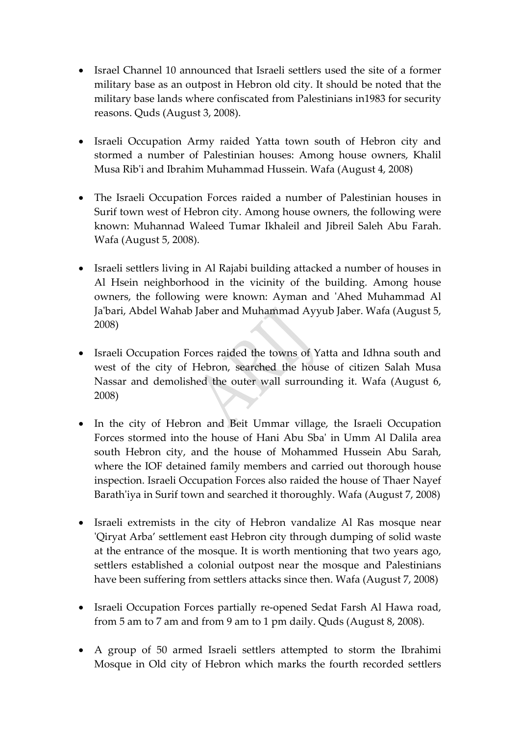- Israel Channel 10 announced that Israeli settlers used the site of a former military base as an outpost in Hebron old city. It should be noted that the military base lands where confiscated from Palestinians in1983 for security reasons. Quds (August 3, 2008).

- Israeli Occupation Army raided Yatta town south of Hebron city and stormed a number of Palestinian houses: Among house owners, Khalil Musa Rib'i and Ibrahim Muhammad Hussein. Wafa (August 4, 2008)

- The Israeli Occupation Forces raided a number of Palestinian houses in Surif town west of Hebron city. Among house owners, the following were known: Muhannad Waleed Tumar Ikhaleil and Jibreil Saleh Abu Farah. Wafa (August 5, 2008).

- Israeli settlers living in Al Rajabi building attacked a number of houses in Al Hsein neighborhood in the vicinity of the building. Among house owners, the following were known: Ayman and 'Ahed Muhammad Al Ja'bari, Abdel Wahab Jaber and Muhammad Ayyub Jaber. Wafa (August 5, 2008)

- Israeli Occupation Forces raided the towns of Yatta and Idhna south and west of the city of Hebron, searched the house of citizen Salah Musa Nassar and demolished the outer wall surrounding it. Wafa (August 6, 2008)

- In the city of Hebron and Beit Ummar village, the Israeli Occupation Forces stormed into the house of Hani Abu Sba' in Umm Al Dalila area south Hebron city, and the house of Mohammed Hussein Abu Sarah, where the IOF detained family members and carried out thorough house inspection. Israeli Occupation Forces also raided the house of Thaer Nayef Barath'iya in Surif town and searched it thoroughly. Wafa (August 7, 2008)

- Israeli extremists in the city of Hebron vandalize Al Ras mosque near 'Qiryat Arba' settlement east Hebron city through dumping of solid waste at the entrance of the mosque. It is worth mentioning that two years ago, settlers established a colonial outpost near the mosque and Palestinians have been suffering from settlers attacks since then. Wafa (August 7, 2008)

- Israeli Occupation Forces partially re-opened Sedat Farsh Al Hawa road, from 5 am to 7 am and from 9 am to 1 pm daily. Quds (August 8, 2008).

- A group of 50 armed Israeli settlers attempted to storm the Ibrahimi Mosque in Old city of Hebron which marks the fourth recorded settlers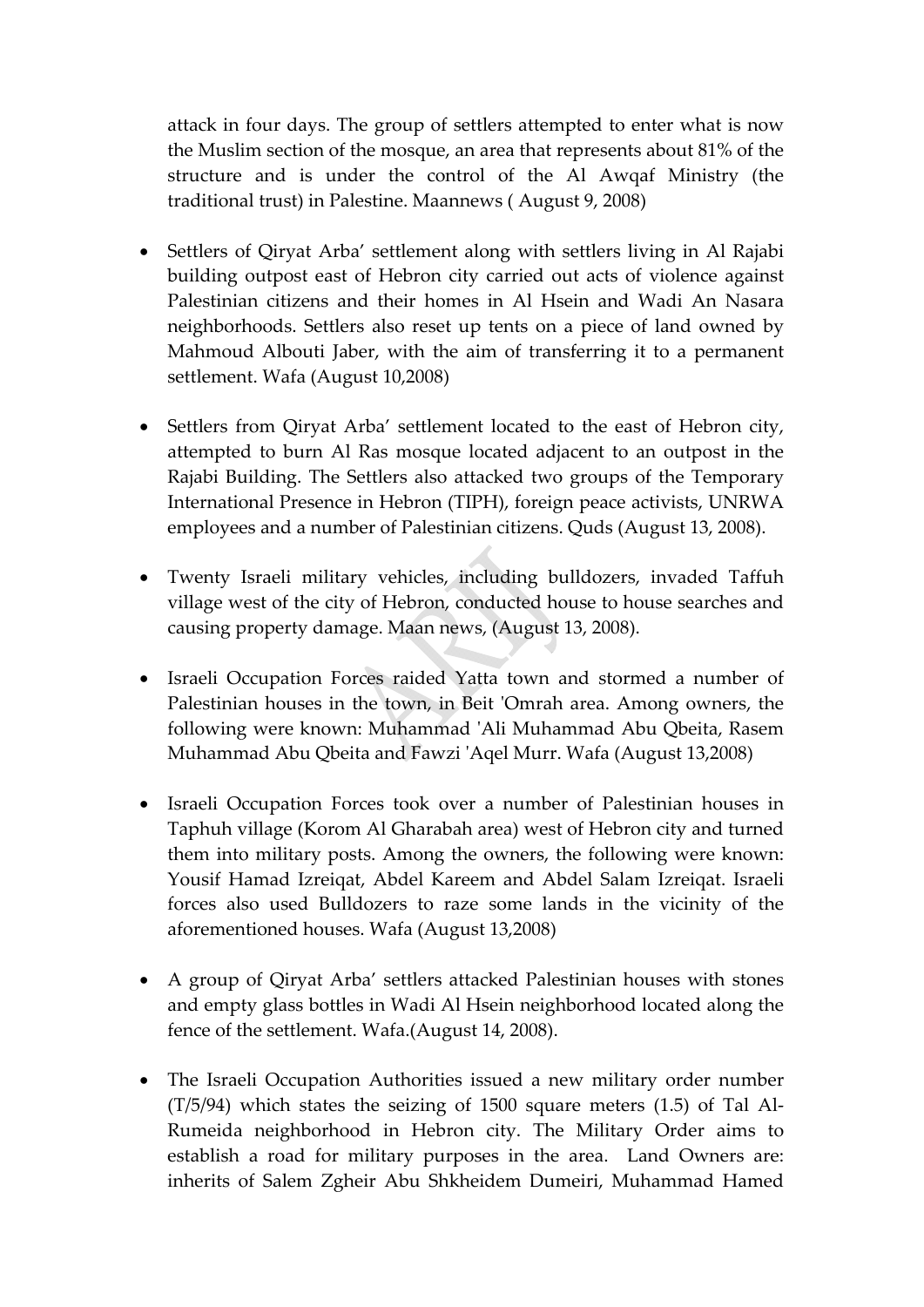attack in four days. The group of settlers attempted to enter what is now the Muslim section of the mosque, an area that represents about 81% of the structure and is under the control of the Al Awqaf Ministry (the traditional trust) in Palestine. Maannews ( August 9, 2008)

- Settlers of Qiryat Arba' settlement along with settlers living in Al Rajabi building outpost east of Hebron city carried out acts of violence against Palestinian citizens and their homes in Al Hsein and Wadi An Nasara neighborhoods. Settlers also reset up tents on a piece of land owned by Mahmoud Albouti Jaber, with the aim of transferring it to a permanent settlement. Wafa (August 10,2008)

- Settlers from Qiryat Arba' settlement located to the east of Hebron city, attempted to burn Al Ras mosque located adjacent to an outpost in the Rajabi Building. The Settlers also attacked two groups of the Temporary International Presence in Hebron (TIPH), foreign peace activists, UNRWA employees and a number of Palestinian citizens. Quds (August 13, 2008).

- Twenty Israeli military vehicles, including bulldozers, invaded Taffuh village west of the city of Hebron, conducted house to house searches and causing property damage. Maan news, (August 13, 2008).

- Israeli Occupation Forces raided Yatta town and stormed a number of Palestinian houses in the town, in Beit 'Omrah area. Among owners, the following were known: Muhammad 'Ali Muhammad Abu Qbeita, Rasem Muhammad Abu Qbeita and Fawzi 'Aqel Murr. Wafa (August 13,2008)

- Israeli Occupation Forces took over a number of Palestinian houses in Taphuh village (Korom Al Gharabah area) west of Hebron city and turned them into military posts. Among the owners, the following were known: Yousif Hamad Izreiqat, Abdel Kareem and Abdel Salam Izreiqat. Israeli forces also used Bulldozers to raze some lands in the vicinity of the aforementioned houses. Wafa (August 13,2008)

- A group of Qiryat Arba' settlers attacked Palestinian houses with stones and empty glass bottles in Wadi Al Hsein neighborhood located along the fence of the settlement. Wafa.(August 14, 2008).

- The Israeli Occupation Authorities issued a new military order number (T/5/94) which states the seizing of 1500 square meters (1.5) of Tal Al-Rumeida neighborhood in Hebron city. The Military Order aims to establish a road for military purposes in the area. Land Owners are: inherits of Salem Zgheir Abu Shkheidem Dumeiri, Muhammad Hamed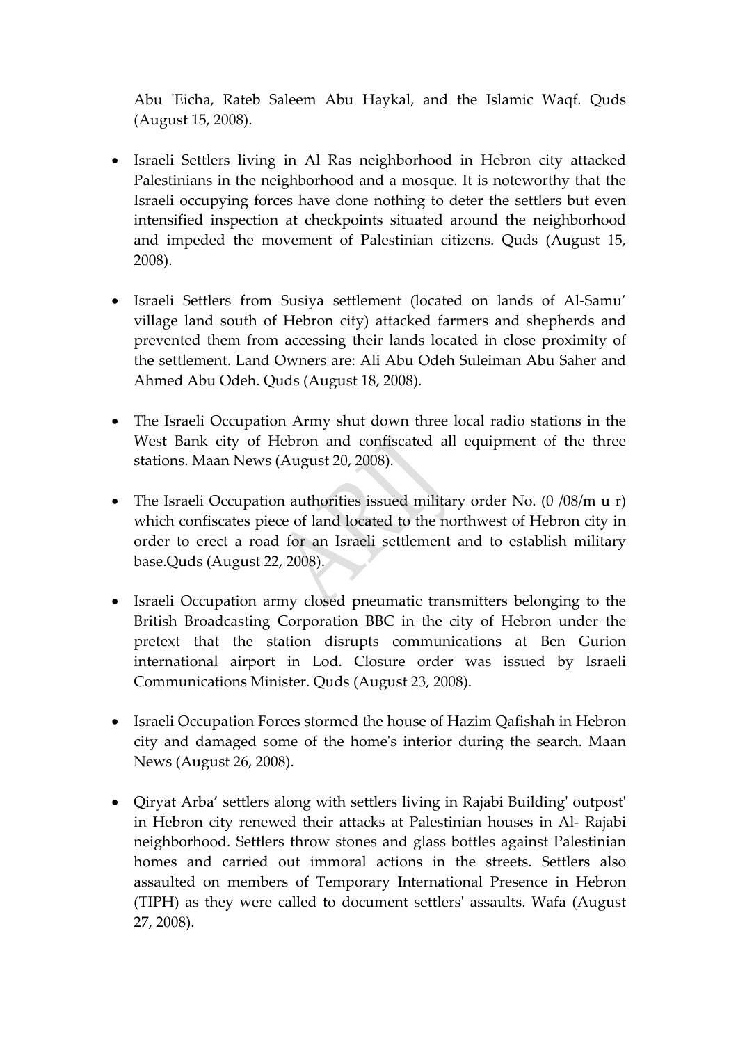Abu 'Eicha, Rateb Saleem Abu Haykal, and the Islamic Waqf. Quds (August 15, 2008).

- Israeli Settlers living in Al Ras neighborhood in Hebron city attacked Palestinians in the neighborhood and a mosque. It is noteworthy that the Israeli occupying forces have done nothing to deter the settlers but even intensified inspection at checkpoints situated around the neighborhood and impeded the movement of Palestinian citizens. Quds (August 15, 2008).

- Israeli Settlers from Susiya settlement (located on lands of Al-Samu' village land south of Hebron city) attacked farmers and shepherds and prevented them from accessing their lands located in close proximity of the settlement. Land Owners are: Ali Abu Odeh Suleiman Abu Saher and Ahmed Abu Odeh. Quds (August 18, 2008).

- The Israeli Occupation Army shut down three local radio stations in the West Bank city of Hebron and confiscated all equipment of the three stations. Maan News (August 20, 2008).

- The Israeli Occupation authorities issued military order No. (0 /08/m u r) which confiscates piece of land located to the northwest of Hebron city in order to erect a road for an Israeli settlement and to establish military base.Quds (August 22, 2008).

- Israeli Occupation army closed pneumatic transmitters belonging to the British Broadcasting Corporation BBC in the city of Hebron under the pretext that the station disrupts communications at Ben Gurion international airport in Lod. Closure order was issued by Israeli Communications Minister. Quds (August 23, 2008).

- Israeli Occupation Forces stormed the house of Hazim Qafishah in Hebron city and damaged some of the home's interior during the search. Maan News (August 26, 2008).

- Qiryat Arba' settlers along with settlers living in Rajabi Building' outpost' in Hebron city renewed their attacks at Palestinian houses in Al- Rajabi neighborhood. Settlers throw stones and glass bottles against Palestinian homes and carried out immoral actions in the streets. Settlers also assaulted on members of Temporary International Presence in Hebron (TIPH) as they were called to document settlers' assaults. Wafa (August 27, 2008).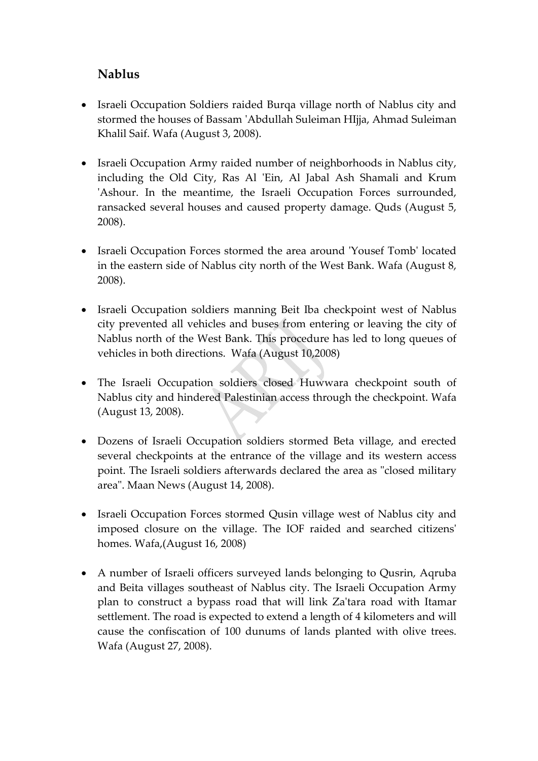## Nablus

- Israeli Occupation Soldiers raided Burqa village north of Nablus city and stormed the houses of Bassam 'Abdullah Suleiman HIjja, Ahmad Suleiman Khalil Saif. Wafa (August 3, 2008).

- Israeli Occupation Army raided number of neighborhoods in Nablus city, including the Old City, Ras Al 'Ein, Al Jabal Ash Shamali and Krum 'Ashour. In the meantime, the Israeli Occupation Forces surrounded, ransacked several houses and caused property damage. Quds (August 5, 2008).

- Israeli Occupation Forces stormed the area around 'Yousef Tomb' located in the eastern side of Nablus city north of the West Bank. Wafa (August 8, 2008).

- Israeli Occupation soldiers manning Beit Iba checkpoint west of Nablus city prevented all vehicles and buses from entering or leaving the city of Nablus north of the West Bank. This procedure has led to long queues of vehicles in both directions. Wafa (August 10,2008)

- The Israeli Occupation soldiers closed Huwwara checkpoint south of Nablus city and hindered Palestinian access through the checkpoint. Wafa (August 13, 2008).

- Dozens of Israeli Occupation soldiers stormed Beta village, and erected several checkpoints at the entrance of the village and its western access point. The Israeli soldiers afterwards declared the area as "closed military area". Maan News (August 14, 2008).

- Israeli Occupation Forces stormed Qusin village west of Nablus city and imposed closure on the village. The IOF raided and searched citizens' homes. Wafa,(August 16, 2008)

- A number of Israeli officers surveyed lands belonging to Qusrin, Aqruba and Beita villages southeast of Nablus city. The Israeli Occupation Army plan to construct a bypass road that will link Za'tara road with Itamar settlement. The road is expected to extend a length of 4 kilometers and will cause the confiscation of 100 dunums of lands planted with olive trees. Wafa (August 27, 2008).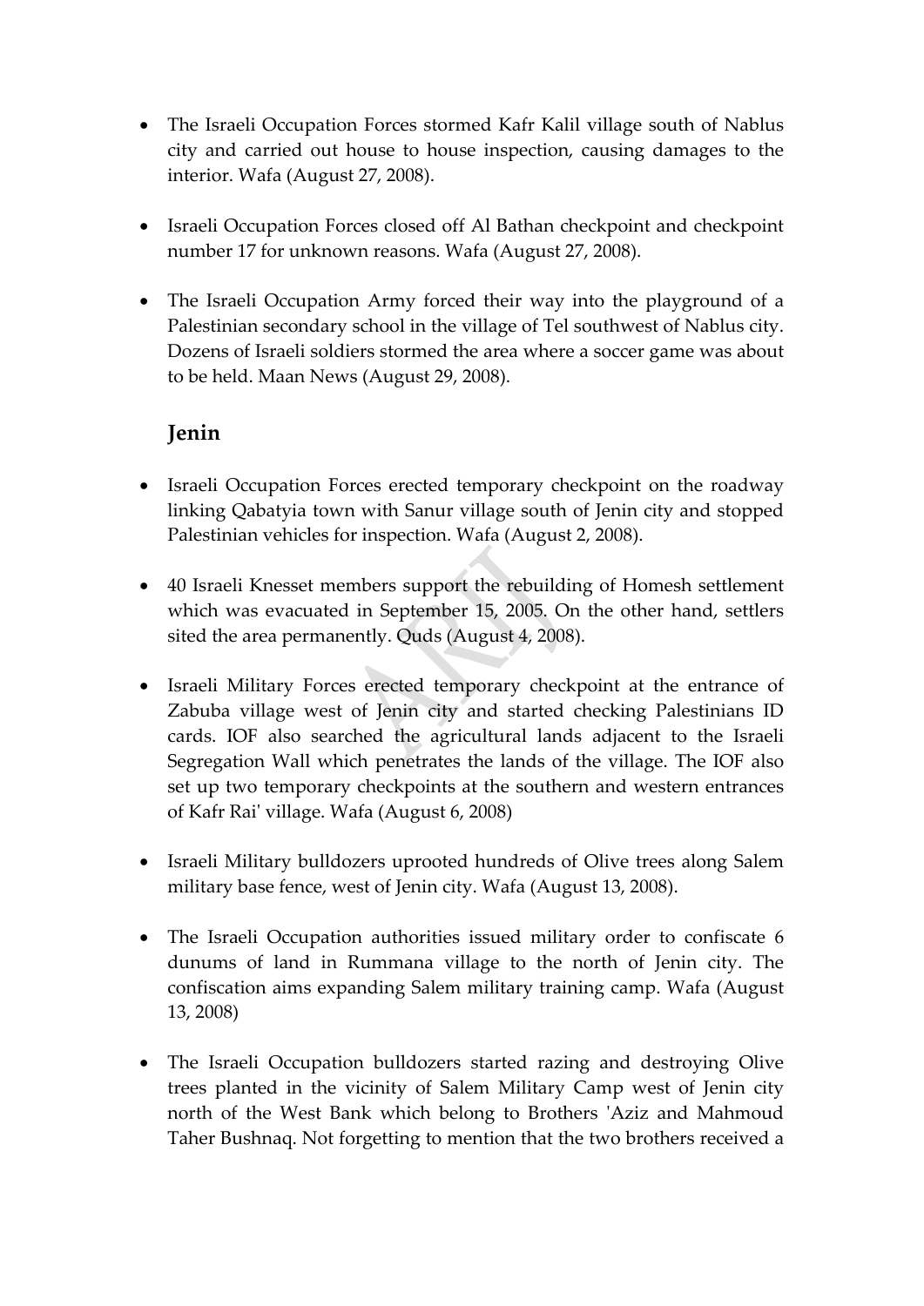- The Israeli Occupation Forces stormed Kafr Kalil village south of Nablus city and carried out house to house inspection, causing damages to the interior. Wafa (August 27, 2008).

- Israeli Occupation Forces closed off Al Bathan checkpoint and checkpoint number 17 for unknown reasons. Wafa (August 27, 2008).

- The Israeli Occupation Army forced their way into the playground of a Palestinian secondary school in the village of Tel southwest of Nablus city. Dozens of Israeli soldiers stormed the area where a soccer game was about to be held. Maan News (August 29, 2008).

## Jenin

- Israeli Occupation Forces erected temporary checkpoint on the roadway linking Qabatyia town with Sanur village south of Jenin city and stopped Palestinian vehicles for inspection. Wafa (August 2, 2008).

- 40 Israeli Knesset members support the rebuilding of Homesh settlement which was evacuated in September 15, 2005. On the other hand, settlers sited the area permanently. Quds (August 4, 2008).

- Israeli Military Forces erected temporary checkpoint at the entrance of Zabuba village west of Jenin city and started checking Palestinians ID cards. IOF also searched the agricultural lands adjacent to the Israeli Segregation Wall which penetrates the lands of the village. The IOF also set up two temporary checkpoints at the southern and western entrances of Kafr Rai' village. Wafa (August 6, 2008)

- Israeli Military bulldozers uprooted hundreds of Olive trees along Salem military base fence, west of Jenin city. Wafa (August 13, 2008).

- The Israeli Occupation authorities issued military order to confiscate 6 dunums of land in Rummana village to the north of Jenin city. The confiscation aims expanding Salem military training camp. Wafa (August 13, 2008)

- The Israeli Occupation bulldozers started razing and destroying Olive trees planted in the vicinity of Salem Military Camp west of Jenin city north of the West Bank which belong to Brothers 'Aziz and Mahmoud Taher Bushnaq. Not forgetting to mention that the two brothers received a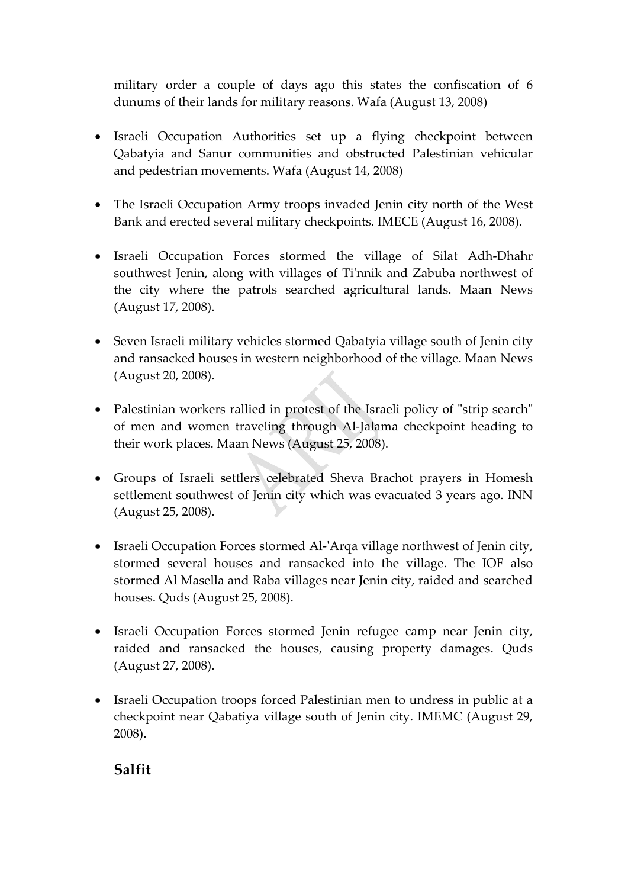military order a couple of days ago this states the confiscation of 6 dunums of their lands for military reasons. Wafa (August 13, 2008)

- Israeli Occupation Authorities set up a flying checkpoint between Qabatyia and Sanur communities and obstructed Palestinian vehicular and pedestrian movements. Wafa (August 14, 2008)

- The Israeli Occupation Army troops invaded Jenin city north of the West Bank and erected several military checkpoints. IMECE (August 16, 2008).

- Israeli Occupation Forces stormed the village of Silat Adh-Dhahr southwest Jenin, along with villages of Ti'nnik and Zabuba northwest of the city where the patrols searched agricultural lands. Maan News (August 17, 2008).

- Seven Israeli military vehicles stormed Qabatyia village south of Jenin city and ransacked houses in western neighborhood of the village. Maan News (August 20, 2008).

- Palestinian workers rallied in protest of the Israeli policy of "strip search" of men and women traveling through Al-Jalama checkpoint heading to their work places. Maan News (August 25, 2008).

- Groups of Israeli settlers celebrated Sheva Brachot prayers in Homesh settlement southwest of Jenin city which was evacuated 3 years ago. INN (August 25, 2008).

- Israeli Occupation Forces stormed Al-'Arqa village northwest of Jenin city, stormed several houses and ransacked into the village. The IOF also stormed Al Masella and Raba villages near Jenin city, raided and searched houses. Quds (August 25, 2008).

- Israeli Occupation Forces stormed Jenin refugee camp near Jenin city, raided and ransacked the houses, causing property damages. Quds (August 27, 2008).

- Israeli Occupation troops forced Palestinian men to undress in public at a checkpoint near Qabatiya village south of Jenin city. IMEMC (August 29, 2008).

## Salfit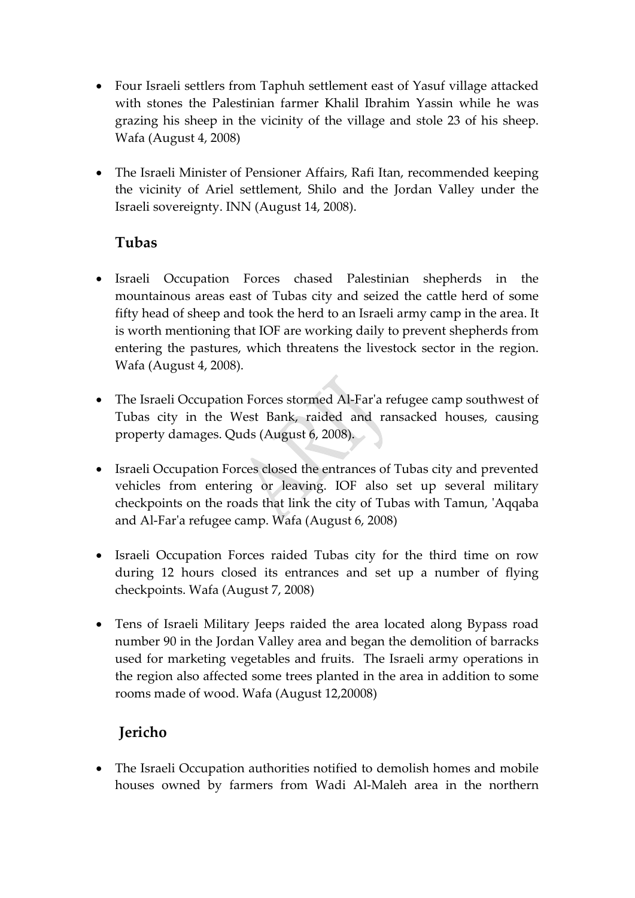- Four Israeli settlers from Taphuh settlement east of Yasuf village attacked with stones the Palestinian farmer Khalil Ibrahim Yassin while he was grazing his sheep in the vicinity of the village and stole 23 of his sheep. Wafa (August 4, 2008)

- The Israeli Minister of Pensioner Affairs, Rafi Itan, recommended keeping the vicinity of Ariel settlement, Shilo and the Jordan Valley under the Israeli sovereignty. INN (August 14, 2008).

## Tubas

- Israeli Occupation Forces chased Palestinian shepherds in the mountainous areas east of Tubas city and seized the cattle herd of some fifty head of sheep and took the herd to an Israeli army camp in the area. It is worth mentioning that IOF are working daily to prevent shepherds from entering the pastures, which threatens the livestock sector in the region. Wafa (August 4, 2008).

- The Israeli Occupation Forces stormed Al-Far'a refugee camp southwest of Tubas city in the West Bank, raided and ransacked houses, causing property damages. Quds (August 6, 2008).

- Israeli Occupation Forces closed the entrances of Tubas city and prevented vehicles from entering or leaving. IOF also set up several military checkpoints on the roads that link the city of Tubas with Tamun, 'Aqqaba and Al-Far'a refugee camp. Wafa (August 6, 2008)

- Israeli Occupation Forces raided Tubas city for the third time on row during 12 hours closed its entrances and set up a number of flying checkpoints. Wafa (August 7, 2008)

- Tens of Israeli Military Jeeps raided the area located along Bypass road number 90 in the Jordan Valley area and began the demolition of barracks used for marketing vegetables and fruits. The Israeli army operations in the region also affected some trees planted in the area in addition to some rooms made of wood. Wafa (August 12,20008)

## Jericho

- The Israeli Occupation authorities notified to demolish homes and mobile houses owned by farmers from Wadi Al-Maleh area in the northern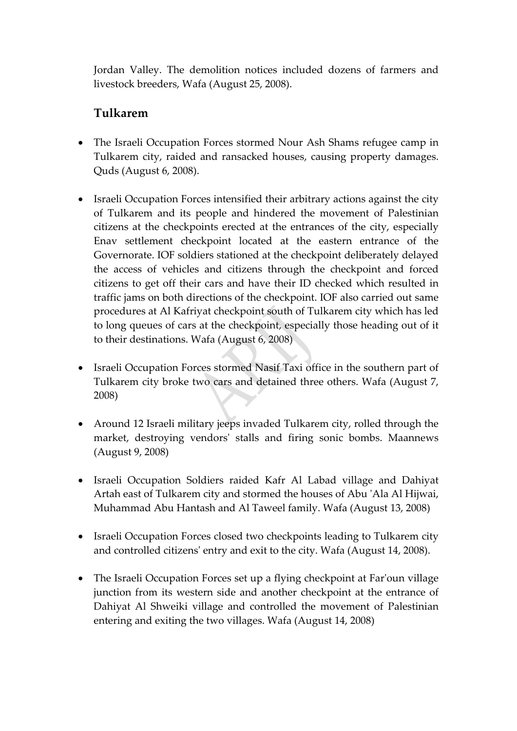Jordan Valley. The demolition notices included dozens of farmers and livestock breeders, Wafa (August 25, 2008).

### Tulkarem

- The Israeli Occupation Forces stormed Nour Ash Shams refugee camp in Tulkarem city, raided and ransacked houses, causing property damages. Quds (August 6, 2008).

- Israeli Occupation Forces intensified their arbitrary actions against the city of Tulkarem and its people and hindered the movement of Palestinian citizens at the checkpoints erected at the entrances of the city, especially Enav settlement checkpoint located at the eastern entrance of the Governorate. IOF soldiers stationed at the checkpoint deliberately delayed the access of vehicles and citizens through the checkpoint and forced citizens to get off their cars and have their ID checked which resulted in traffic jams on both directions of the checkpoint. IOF also carried out same procedures at Al Kafriyat checkpoint south of Tulkarem city which has led to long queues of cars at the checkpoint, especially those heading out of it to their destinations. Wafa (August 6, 2008)

- Israeli Occupation Forces stormed Nasif Taxi office in the southern part of Tulkarem city broke two cars and detained three others. Wafa (August 7, 2008)

- Around 12 Israeli military jeeps invaded Tulkarem city, rolled through the market, destroying vendors' stalls and firing sonic bombs. Maannews (August 9, 2008)

- Israeli Occupation Soldiers raided Kafr Al Labad village and Dahiyat Artah east of Tulkarem city and stormed the houses of Abu 'Ala Al Hijwai, Muhammad Abu Hantash and Al Taweel family. Wafa (August 13, 2008)

- Israeli Occupation Forces closed two checkpoints leading to Tulkarem city and controlled citizens' entry and exit to the city. Wafa (August 14, 2008).

- The Israeli Occupation Forces set up a flying checkpoint at Far'oun village junction from its western side and another checkpoint at the entrance of Dahiyat Al Shweiki village and controlled the movement of Palestinian entering and exiting the two villages. Wafa (August 14, 2008)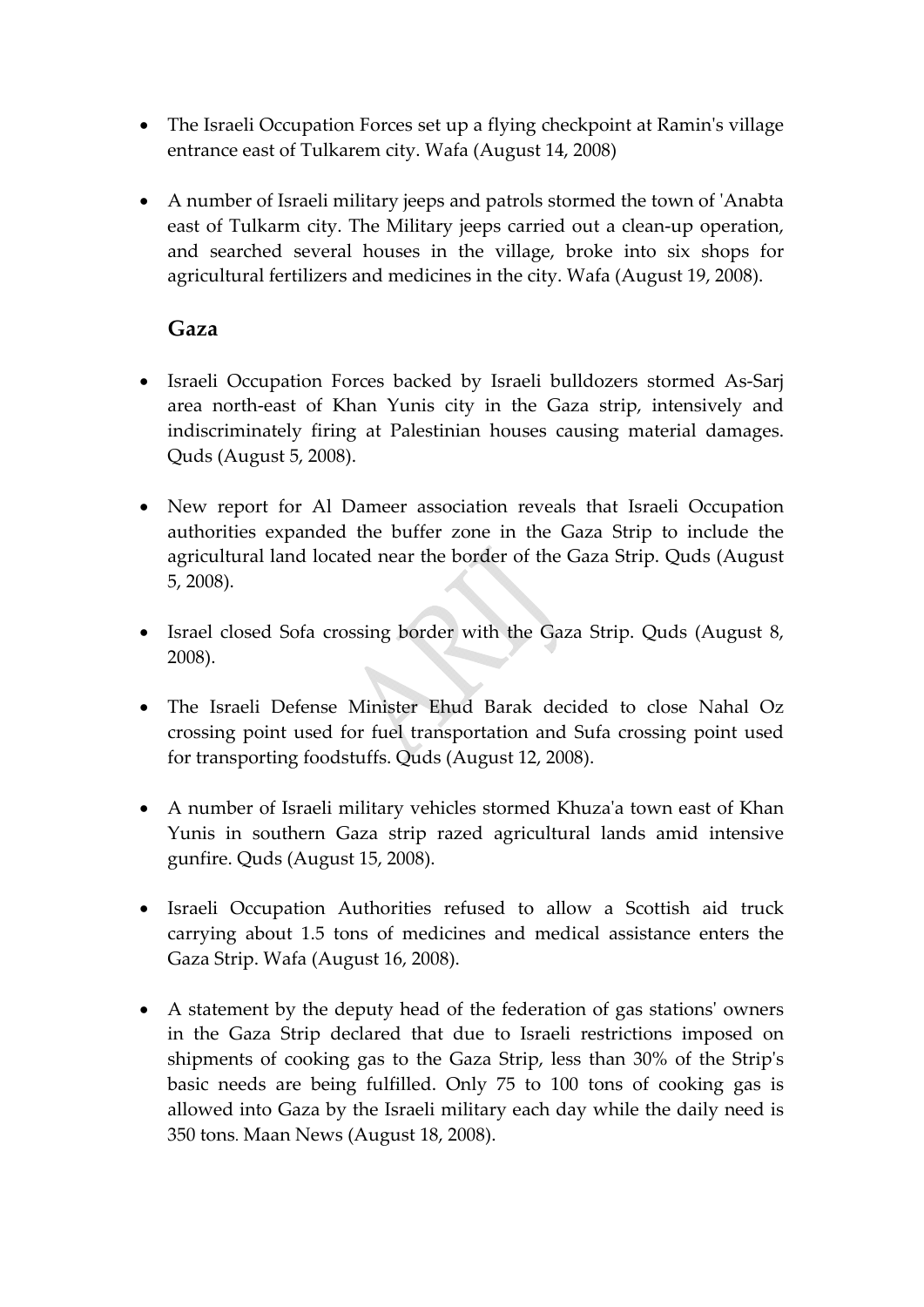- The Israeli Occupation Forces set up a flying checkpoint at Ramin's village entrance east of Tulkarem city. Wafa (August 14, 2008)

- A number of Israeli military jeeps and patrols stormed the town of 'Anabta east of Tulkarm city. The Military jeeps carried out a clean-up operation, and searched several houses in the village, broke into six shops for agricultural fertilizers and medicines in the city. Wafa (August 19, 2008).

### Gaza

- Israeli Occupation Forces backed by Israeli bulldozers stormed As-Sarj area north-east of Khan Yunis city in the Gaza strip, intensively and indiscriminately firing at Palestinian houses causing material damages. Quds (August 5, 2008).

- New report for Al Dameer association reveals that Israeli Occupation authorities expanded the buffer zone in the Gaza Strip to include the agricultural land located near the border of the Gaza Strip. Quds (August 5, 2008).

- Israel closed Sofa crossing border with the Gaza Strip. Quds (August 8, 2008).

- The Israeli Defense Minister Ehud Barak decided to close Nahal Oz crossing point used for fuel transportation and Sufa crossing point used for transporting foodstuffs. Quds (August 12, 2008).

- A number of Israeli military vehicles stormed Khuza'a town east of Khan Yunis in southern Gaza strip razed agricultural lands amid intensive gunfire. Quds (August 15, 2008).

- Israeli Occupation Authorities refused to allow a Scottish aid truck carrying about 1.5 tons of medicines and medical assistance enters the Gaza Strip. Wafa (August 16, 2008).

- A statement by the deputy head of the federation of gas stations' owners in the Gaza Strip declared that due to Israeli restrictions imposed on shipments of cooking gas to the Gaza Strip, less than 30% of the Strip's basic needs are being fulfilled. Only 75 to 100 tons of cooking gas is allowed into Gaza by the Israeli military each day while the daily need is 350 tons. Maan News (August 18, 2008).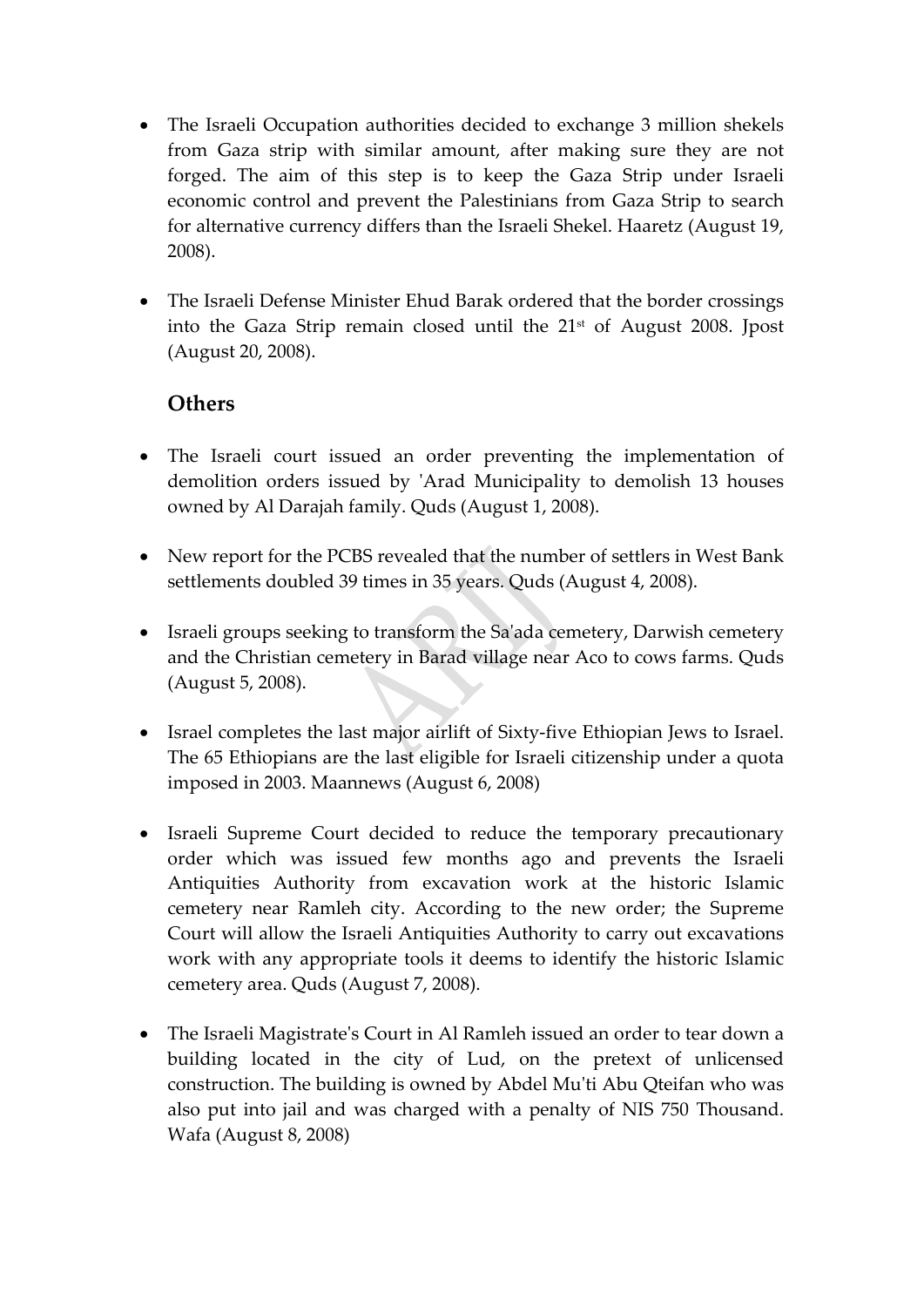- The Israeli Occupation authorities decided to exchange 3 million shekels from Gaza strip with similar amount, after making sure they are not forged. The aim of this step is to keep the Gaza Strip under Israeli economic control and prevent the Palestinians from Gaza Strip to search for alternative currency differs than the Israeli Shekel. Haaretz (August 19, 2008).

- The Israeli Defense Minister Ehud Barak ordered that the border crossings into the Gaza Strip remain closed until the 21st of August 2008. Jpost (August 20, 2008).

### Others

- The Israeli court issued an order preventing the implementation of demolition orders issued by 'Arad Municipality to demolish 13 houses owned by Al Darajah family. Quds (August 1, 2008).

- New report for the PCBS revealed that the number of settlers in West Bank settlements doubled 39 times in 35 years. Quds (August 4, 2008).

- Israeli groups seeking to transform the Sa'ada cemetery, Darwish cemetery and the Christian cemetery in Barad village near Aco to cows farms. Quds (August 5, 2008).

- Israel completes the last major airlift of Sixty-five Ethiopian Jews to Israel. The 65 Ethiopians are the last eligible for Israeli citizenship under a quota imposed in 2003. Maannews (August 6, 2008)

- Israeli Supreme Court decided to reduce the temporary precautionary order which was issued few months ago and prevents the Israeli Antiquities Authority from excavation work at the historic Islamic cemetery near Ramleh city. According to the new order; the Supreme Court will allow the Israeli Antiquities Authority to carry out excavations work with any appropriate tools it deems to identify the historic Islamic cemetery area. Quds (August 7, 2008).

- The Israeli Magistrate's Court in Al Ramleh issued an order to tear down a building located in the city of Lud, on the pretext of unlicensed construction. The building is owned by Abdel Mu'ti Abu Qteifan who was also put into jail and was charged with a penalty of NIS 750 Thousand. Wafa (August 8, 2008)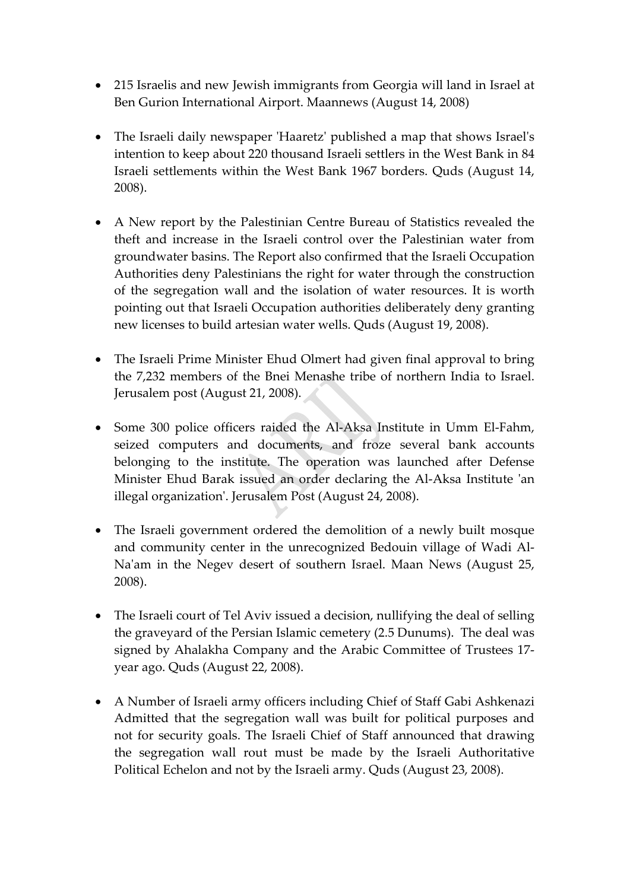- 215 Israelis and new Jewish immigrants from Georgia will land in Israel at Ben Gurion International Airport. Maannews (August 14, 2008)

- The Israeli daily newspaper 'Haaretz' published a map that shows Israel's intention to keep about 220 thousand Israeli settlers in the West Bank in 84 Israeli settlements within the West Bank 1967 borders. Quds (August 14, 2008).

- A New report by the Palestinian Centre Bureau of Statistics revealed the theft and increase in the Israeli control over the Palestinian water from groundwater basins. The Report also confirmed that the Israeli Occupation Authorities deny Palestinians the right for water through the construction of the segregation wall and the isolation of water resources. It is worth pointing out that Israeli Occupation authorities deliberately deny granting new licenses to build artesian water wells. Quds (August 19, 2008).

- The Israeli Prime Minister Ehud Olmert had given final approval to bring the 7,232 members of the Bnei Menashe tribe of northern India to Israel. Jerusalem post (August 21, 2008).

- Some 300 police officers raided the Al-Aksa Institute in Umm El-Fahm, seized computers and documents, and froze several bank accounts belonging to the institute. The operation was launched after Defense Minister Ehud Barak issued an order declaring the Al-Aksa Institute 'an illegal organization'. Jerusalem Post (August 24, 2008).

- The Israeli government ordered the demolition of a newly built mosque and community center in the unrecognized Bedouin village of Wadi Al-Na'am in the Negev desert of southern Israel. Maan News (August 25, 2008).

- The Israeli court of Tel Aviv issued a decision, nullifying the deal of selling the graveyard of the Persian Islamic cemetery (2.5 Dunums). The deal was signed by Ahalakha Company and the Arabic Committee of Trustees 17-year ago. Quds (August 22, 2008).

- A Number of Israeli army officers including Chief of Staff Gabi Ashkenazi Admitted that the segregation wall was built for political purposes and not for security goals. The Israeli Chief of Staff announced that drawing the segregation wall rout must be made by the Israeli Authoritative Political Echelon and not by the Israeli army. Quds (August 23, 2008).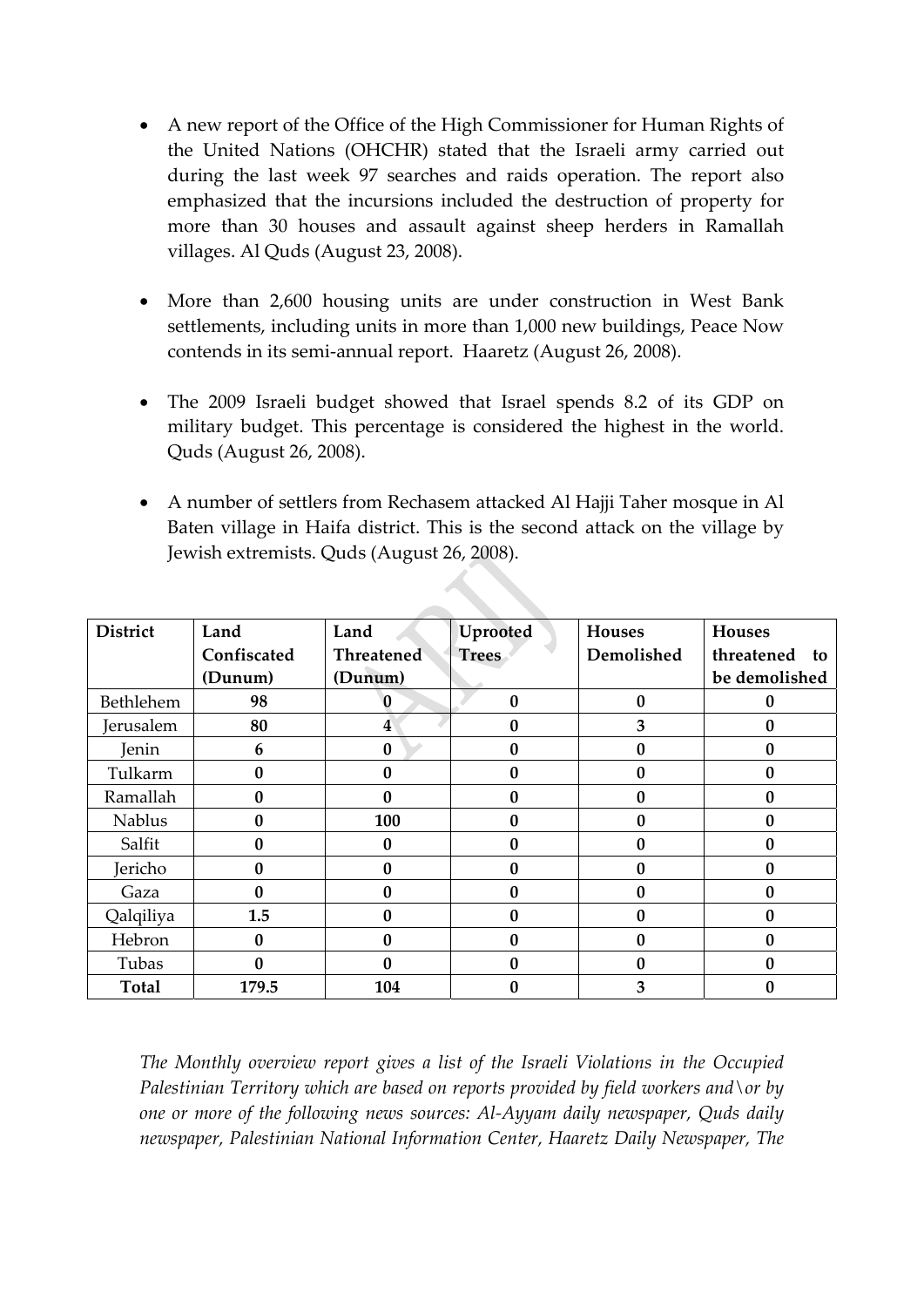- A new report of the Office of the High Commissioner for Human Rights of the United Nations (OHCHR) stated that the Israeli army carried out during the last week 97 searches and raids operation. The report also emphasized that the incursions included the destruction of property for more than 30 houses and assault against sheep herders in Ramallah villages. Al Quds (August 23, 2008).

- More than 2,600 housing units are under construction in West Bank settlements, including units in more than 1,000 new buildings, Peace Now contends in its semi-annual report. Haaretz (August 26, 2008).

- The 2009 Israeli budget showed that Israel spends 8.2 of its GDP on military budget. This percentage is considered the highest in the world. Quds (August 26, 2008).

- A number of settlers from Rechasem attacked Al Hajji Taher mosque in Al Baten village in Haifa district. This is the second attack on the village by Jewish extremists. Quds (August 26, 2008).

| District | Land Confiscated (Dunum) | Land Threatened (Dunum) | Uprooted Trees | Houses Demolished | Houses threatened to be demolished |
|---|---|---|---|---|---|
| Bethlehem | **98** | **0** | **0** | **0** | **0** |
| Jerusalem | **80** | **4** | **0** | **3** | **0** |
| Jenin | **6** | **0** | **0** | **0** | **0** |
| Tulkarm | **0** | **0** | **0** | **0** | **0** |
| Ramallah | **0** | **0** | **0** | **0** | **0** |
| Nablus | **0** | **100** | **0** | **0** | **0** |
| Salfit | **0** | **0** | **0** | **0** | **0** |
| Jericho | **0** | **0** | **0** | **0** | **0** |
| Gaza | **0** | **0** | **0** | **0** | **0** |
| Qalqiliya | **1.5** | **0** | **0** | **0** | **0** |
| Hebron | **0** | **0** | **0** | **0** | **0** |
| Tubas | **0** | **0** | **0** | **0** | **0** |
| **Total** | **179.5** | **104** | **0** | **3** | **0** |

*The Monthly overview report gives a list of the Israeli Violations in the Occupied Palestinian Territory which are based on reports provided by field workers and\or by one or more of the following news sources: Al-Ayyam daily newspaper, Quds daily newspaper, Palestinian National Information Center, Haaretz Daily Newspaper, The*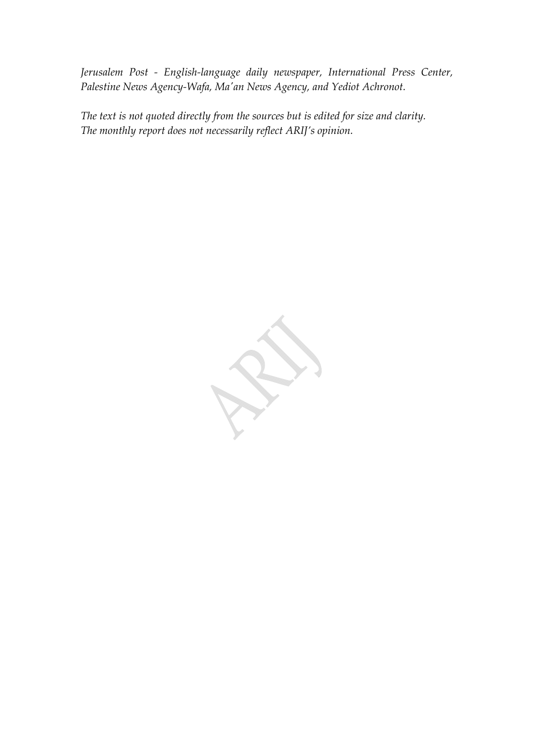*Jerusalem Post - English-language daily newspaper, International Press Center, Palestine News Agency-Wafa, Ma'an News Agency, and Yediot Achronot.*

*The text is not quoted directly from the sources but is edited for size and clarity.*
*The monthly report does not necessarily reflect ARIJ's opinion.*